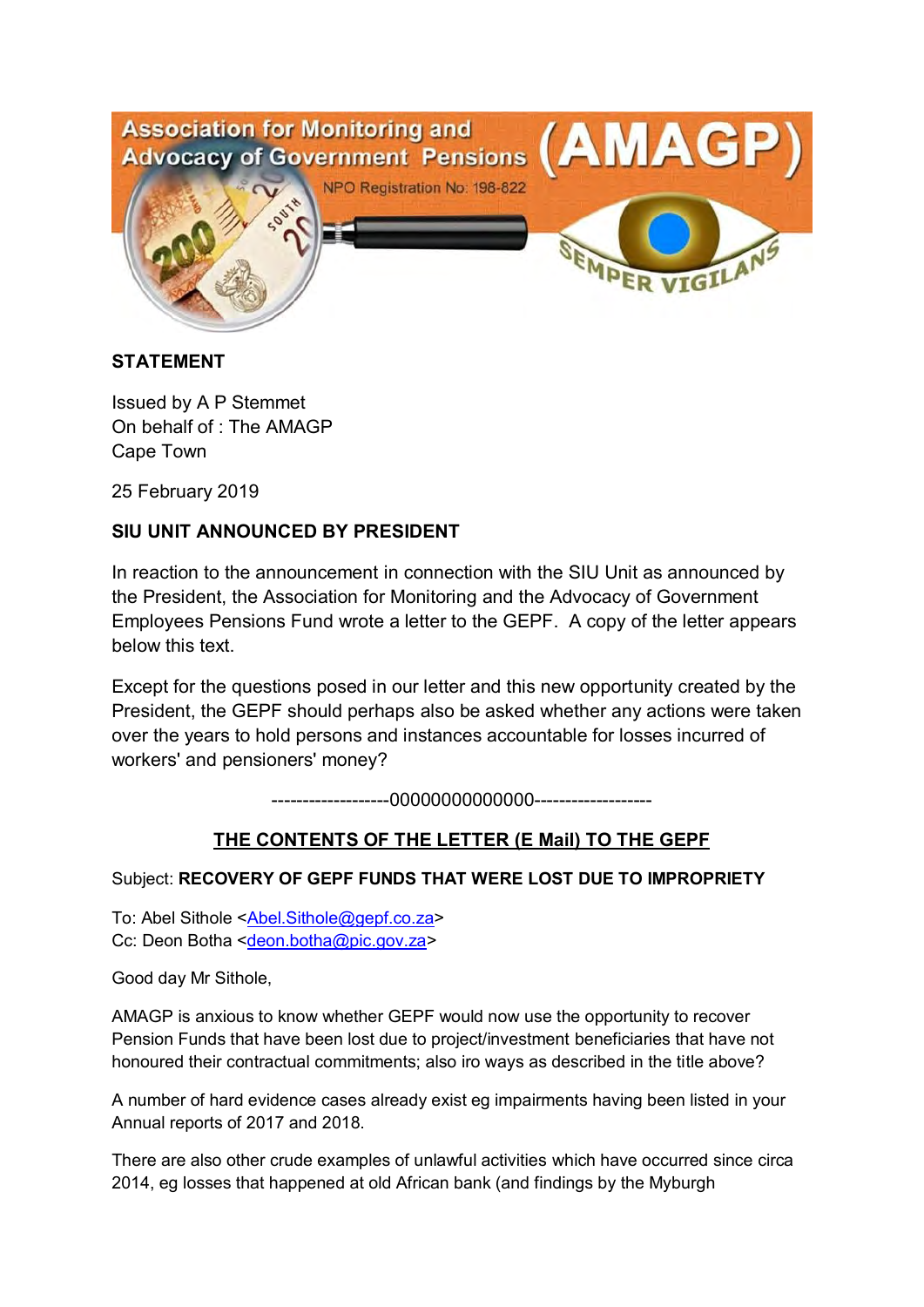Association for Monitoring and Advocacy of Government Pensions (AMAGP)

NPO Registration No: 198-822

SEMPER VIGILANS

**STATEMENT**

Issued by A P Stemmet
On behalf of : The AMAGP
Cape Town

25 February 2019

**SIU UNIT ANNOUNCED BY PRESIDENT**

In reaction to the announcement in connection with the SIU Unit as announced by the President, the Association for Monitoring and the Advocacy of Government Employees Pensions Fund wrote a letter to the GEPF. A copy of the letter appears below this text.

Except for the questions posed in our letter and this new opportunity created by the President, the GEPF should perhaps also be asked whether any actions were taken over the years to hold persons and instances accountable for losses incurred of workers' and pensioners' money?

-------------------00000000000000-------------------

## THE CONTENTS OF THE LETTER (E Mail) TO THE GEPF

Subject: **RECOVERY OF GEPF FUNDS THAT WERE LOST DUE TO IMPROPRIETY**

To: Abel Sithole <Abel.Sithole@gepf.co.za>
Cc: Deon Botha <deon.botha@pic.gov.za>

Good day Mr Sithole,

AMAGP is anxious to know whether GEPF would now use the opportunity to recover Pension Funds that have been lost due to project/investment beneficiaries that have not honoured their contractual commitments; also iro ways as described in the title above?

A number of hard evidence cases already exist eg impairments having been listed in your Annual reports of 2017 and 2018.

There are also other crude examples of unlawful activities which have occurred since circa 2014, eg losses that happened at old African bank (and findings by the Myburgh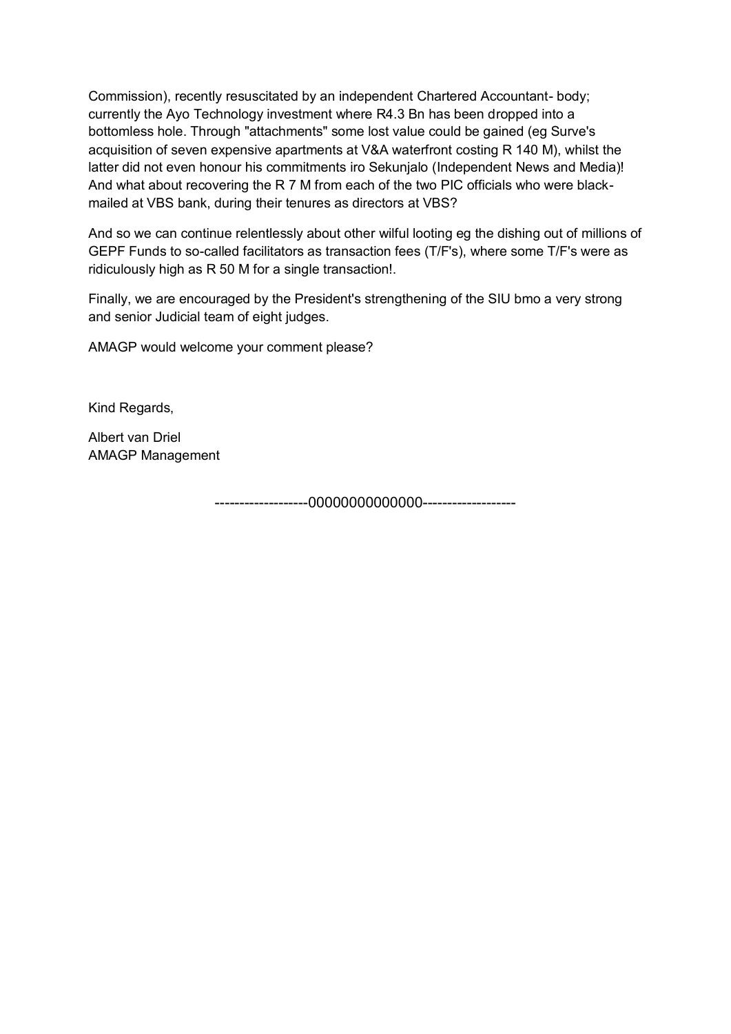Commission), recently resuscitated by an independent Chartered Accountant- body; currently the Ayo Technology investment where R4.3 Bn has been dropped into a bottomless hole. Through "attachments" some lost value could be gained (eg Surve's acquisition of seven expensive apartments at V&A waterfront costing R 140 M), whilst the latter did not even honour his commitments iro Sekunjalo (Independent News and Media)! And what about recovering the R 7 M from each of the two PIC officials who were black-mailed at VBS bank, during their tenures as directors at VBS?

And so we can continue relentlessly about other wilful looting eg the dishing out of millions of GEPF Funds to so-called facilitators as transaction fees (T/F's), where some T/F's were as ridiculously high as R 50 M for a single transaction!.

Finally, we are encouraged by the President's strengthening of the SIU bmo a very strong and senior Judicial team of eight judges.

AMAGP would welcome your comment please?

Kind Regards,

Albert van Driel
AMAGP Management

-------------------00000000000000-------------------